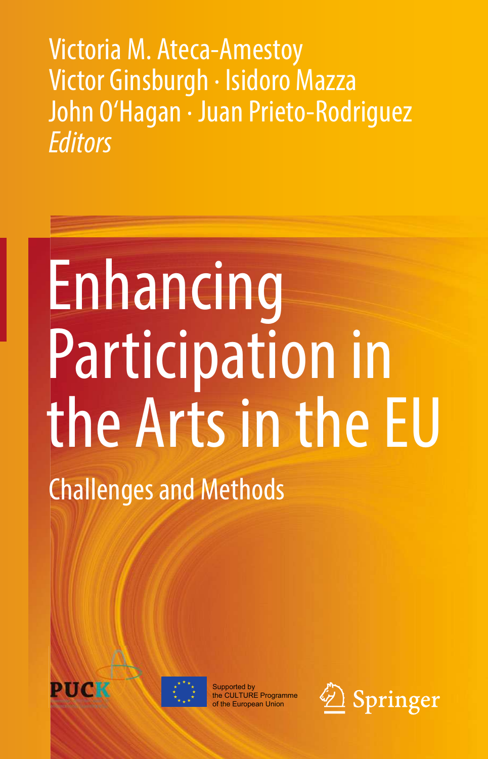Victoria M. Ateca-Amestoy
Victor Ginsburgh · Isidoro Mazza
John O'Hagan · Juan Prieto-Rodriguez
*Editors*

# Enhancing Participation in the Arts in the EU

## Challenges and Methods

PUCK

Supported by the CULTURE Programme of the European Union

Springer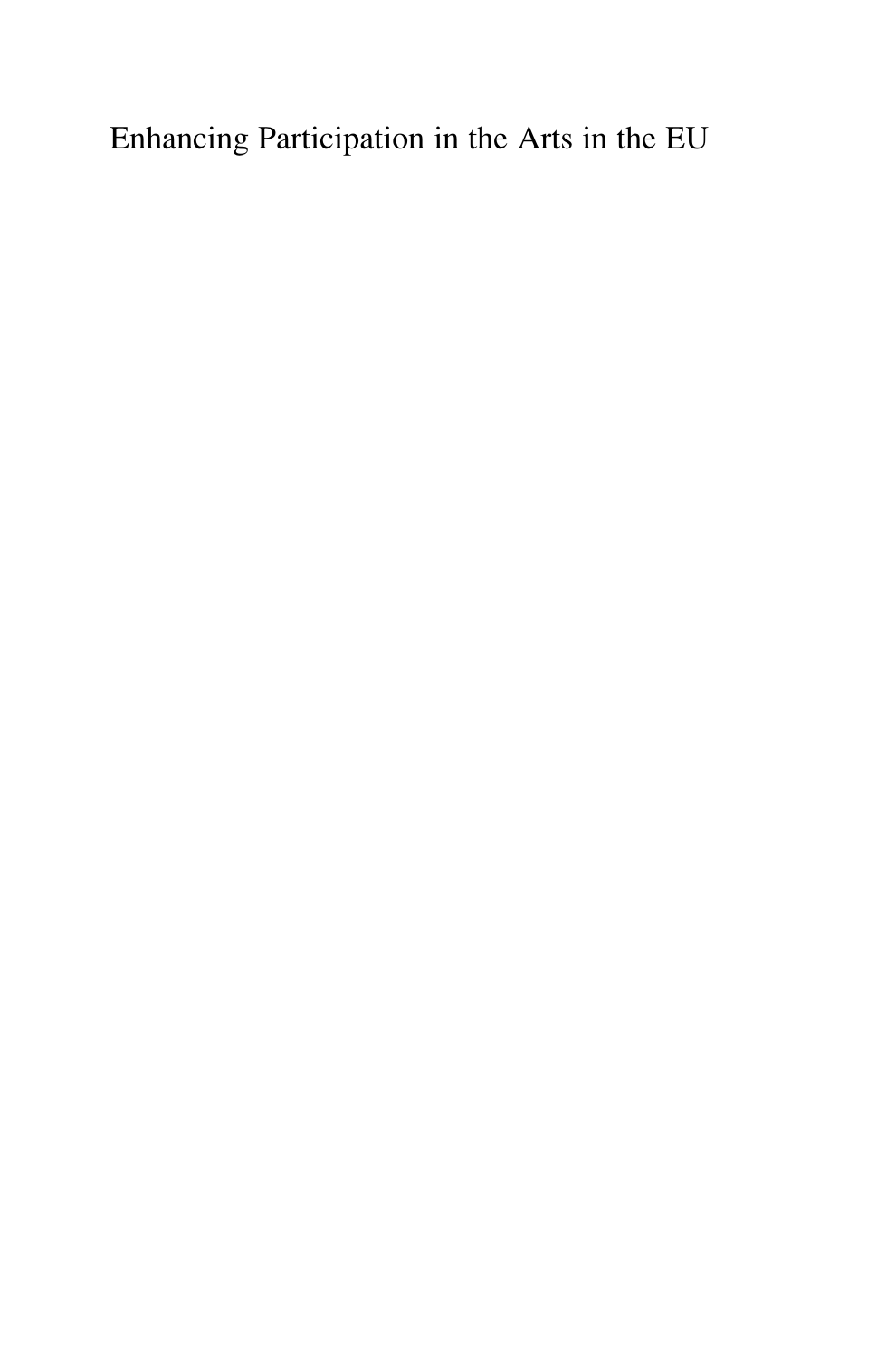Enhancing Participation in the Arts in the EU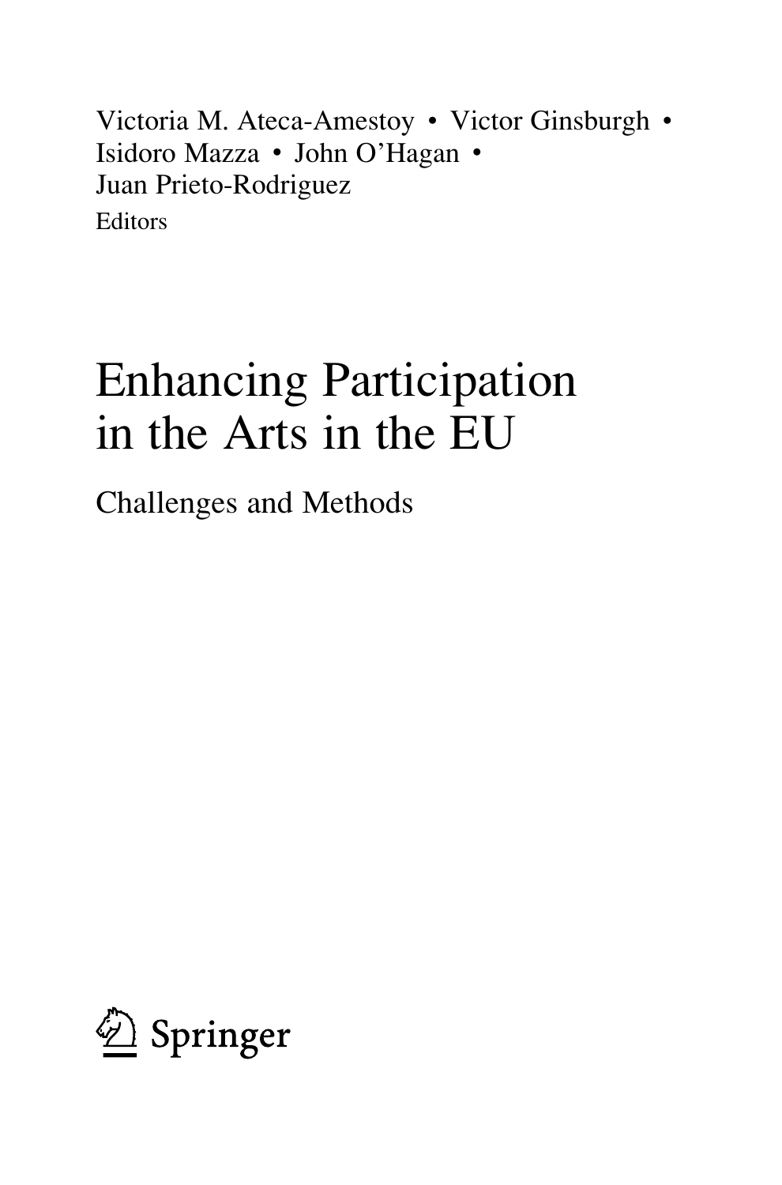Victoria M. Ateca-Amestoy • Victor Ginsburgh • Isidoro Mazza • John O'Hagan • Juan Prieto-Rodriguez
Editors

# Enhancing Participation in the Arts in the EU

## Challenges and Methods

Springer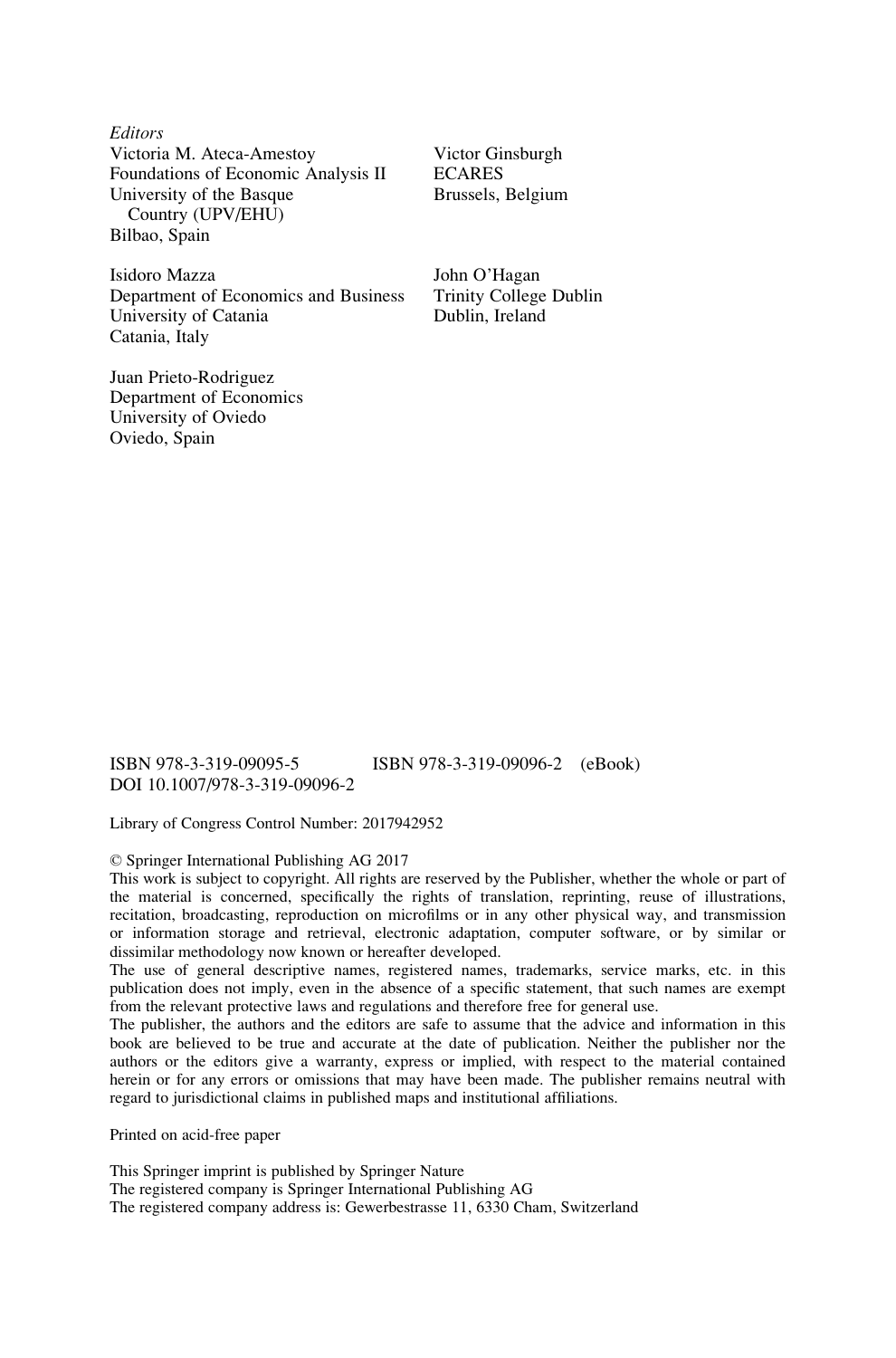*Editors*

Victoria M. Ateca-Amestoy
Foundations of Economic Analysis II
University of the Basque Country (UPV/EHU)
Bilbao, Spain

Victor Ginsburgh
ECARES
Brussels, Belgium

Isidoro Mazza
Department of Economics and Business
University of Catania
Catania, Italy

John O'Hagan
Trinity College Dublin
Dublin, Ireland

Juan Prieto-Rodriguez
Department of Economics
University of Oviedo
Oviedo, Spain

ISBN 978-3-319-09095-5  ISBN 978-3-319-09096-2 (eBook)
DOI 10.1007/978-3-319-09096-2

Library of Congress Control Number: 2017942952

© Springer International Publishing AG 2017

This work is subject to copyright. All rights are reserved by the Publisher, whether the whole or part of the material is concerned, specifically the rights of translation, reprinting, reuse of illustrations, recitation, broadcasting, reproduction on microfilms or in any other physical way, and transmission or information storage and retrieval, electronic adaptation, computer software, or by similar or dissimilar methodology now known or hereafter developed.

The use of general descriptive names, registered names, trademarks, service marks, etc. in this publication does not imply, even in the absence of a specific statement, that such names are exempt from the relevant protective laws and regulations and therefore free for general use.

The publisher, the authors and the editors are safe to assume that the advice and information in this book are believed to be true and accurate at the date of publication. Neither the publisher nor the authors or the editors give a warranty, express or implied, with respect to the material contained herein or for any errors or omissions that may have been made. The publisher remains neutral with regard to jurisdictional claims in published maps and institutional affiliations.

Printed on acid-free paper

This Springer imprint is published by Springer Nature
The registered company is Springer International Publishing AG
The registered company address is: Gewerbestrasse 11, 6330 Cham, Switzerland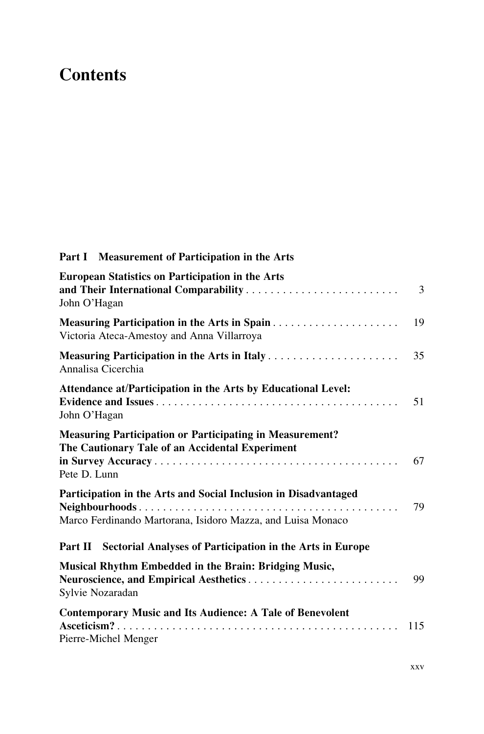# Contents

## Part I Measurement of Participation in the Arts

**European Statistics on Participation in the Arts and Their International Comparability** . . . . . . . . . . . . . . . . . . . . . . . . . 3
John O'Hagan

**Measuring Participation in the Arts in Spain** . . . . . . . . . . . . . . . . . . . . . 19
Victoria Ateca-Amestoy and Anna Villarroya

**Measuring Participation in the Arts in Italy** . . . . . . . . . . . . . . . . . . . . . 35
Annalisa Cicerchia

**Attendance at/Participation in the Arts by Educational Level: Evidence and Issues** . . . . . . . . . . . . . . . . . . . . . . . . . . . . . . . . . . . . . . . . 51
John O'Hagan

**Measuring Participation or Participating in Measurement? The Cautionary Tale of an Accidental Experiment in Survey Accuracy** . . . . . . . . . . . . . . . . . . . . . . . . . . . . . . . . . . . . . . . . 67
Pete D. Lunn

**Participation in the Arts and Social Inclusion in Disadvantaged Neighbourhoods** . . . . . . . . . . . . . . . . . . . . . . . . . . . . . . . . . . . . . . . . . . . . 79
Marco Ferdinando Martorana, Isidoro Mazza, and Luisa Monaco

## Part II Sectorial Analyses of Participation in the Arts in Europe

**Musical Rhythm Embedded in the Brain: Bridging Music, Neuroscience, and Empirical Aesthetics** . . . . . . . . . . . . . . . . . . . . . . . . . . 99
Sylvie Nozaradan

**Contemporary Music and Its Audience: A Tale of Benevolent Asceticism?** . . . . . . . . . . . . . . . . . . . . . . . . . . . . . . . . . . . . . . . . . . . . . . 115
Pierre-Michel Menger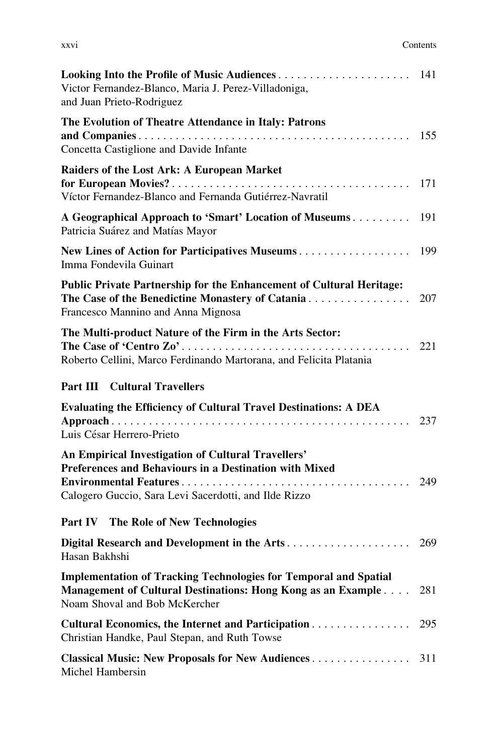**Looking Into the Profile of Music Audiences** . . . . . . . . . . . . . . . . . . . . . 141
Victor Fernandez-Blanco, Maria J. Perez-Villadoniga, and Juan Prieto-Rodriguez

**The Evolution of Theatre Attendance in Italy: Patrons and Companies** . . . . . . . . . . . . . . . . . . . . . . . . . . . . . . . . . . . . . . . . . . . . 155
Concetta Castiglione and Davide Infante

**Raiders of the Lost Ark: A European Market for European Movies?** . . . . . . . . . . . . . . . . . . . . . . . . . . . . . . . . . . . . . . 171
Víctor Fernandez-Blanco and Fernanda Gutiérrez-Navratil

**A Geographical Approach to 'Smart' Location of Museums** . . . . . . . . . 191
Patricia Suárez and Matías Mayor

**New Lines of Action for Participatives Museums** . . . . . . . . . . . . . . . . . . 199
Imma Fondevila Guinart

**Public Private Partnership for the Enhancement of Cultural Heritage: The Case of the Benedictine Monastery of Catania** . . . . . . . . . . . . . . . . 207
Francesco Mannino and Anna Mignosa

**The Multi-product Nature of the Firm in the Arts Sector: The Case of 'Centro Zo'** . . . . . . . . . . . . . . . . . . . . . . . . . . . . . . . . . . . . . 221
Roberto Cellini, Marco Ferdinando Martorana, and Felicita Platania

## Part III Cultural Travellers

**Evaluating the Efficiency of Cultural Travel Destinations: A DEA Approach** . . . . . . . . . . . . . . . . . . . . . . . . . . . . . . . . . . . . . . . . . . . . . . . . 237
Luis César Herrero-Prieto

**An Empirical Investigation of Cultural Travellers' Preferences and Behaviours in a Destination with Mixed Environmental Features** . . . . . . . . . . . . . . . . . . . . . . . . . . . . . . . . . . . . . 249
Calogero Guccio, Sara Levi Sacerdotti, and Ilde Rizzo

## Part IV The Role of New Technologies

**Digital Research and Development in the Arts** . . . . . . . . . . . . . . . . . . . . 269
Hasan Bakhshi

**Implementation of Tracking Technologies for Temporal and Spatial Management of Cultural Destinations: Hong Kong as an Example** . . . . 281
Noam Shoval and Bob McKercher

**Cultural Economics, the Internet and Participation** . . . . . . . . . . . . . . . . 295
Christian Handke, Paul Stepan, and Ruth Towse

**Classical Music: New Proposals for New Audiences** . . . . . . . . . . . . . . . . 311
Michel Hambersin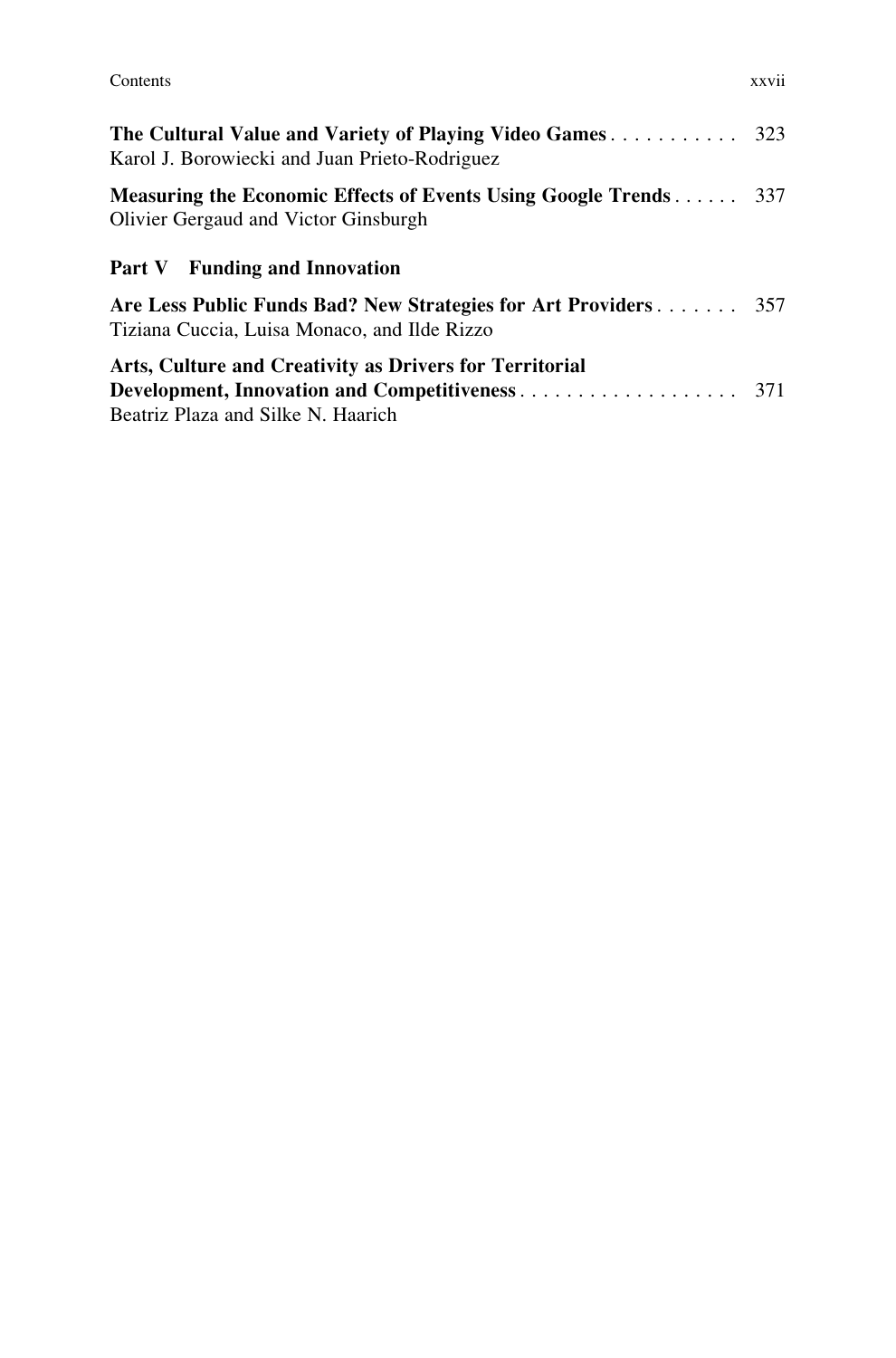**The Cultural Value and Variety of Playing Video Games** . . . . . . . . . . . 323
Karol J. Borowiecki and Juan Prieto-Rodriguez

**Measuring the Economic Effects of Events Using Google Trends** . . . . . . 337
Olivier Gergaud and Victor Ginsburgh

## Part V Funding and Innovation

**Are Less Public Funds Bad? New Strategies for Art Providers** . . . . . . . 357
Tiziana Cuccia, Luisa Monaco, and Ilde Rizzo

**Arts, Culture and Creativity as Drivers for Territorial Development, Innovation and Competitiveness** . . . . . . . . . . . . . . . . . . . 371
Beatriz Plaza and Silke N. Haarich